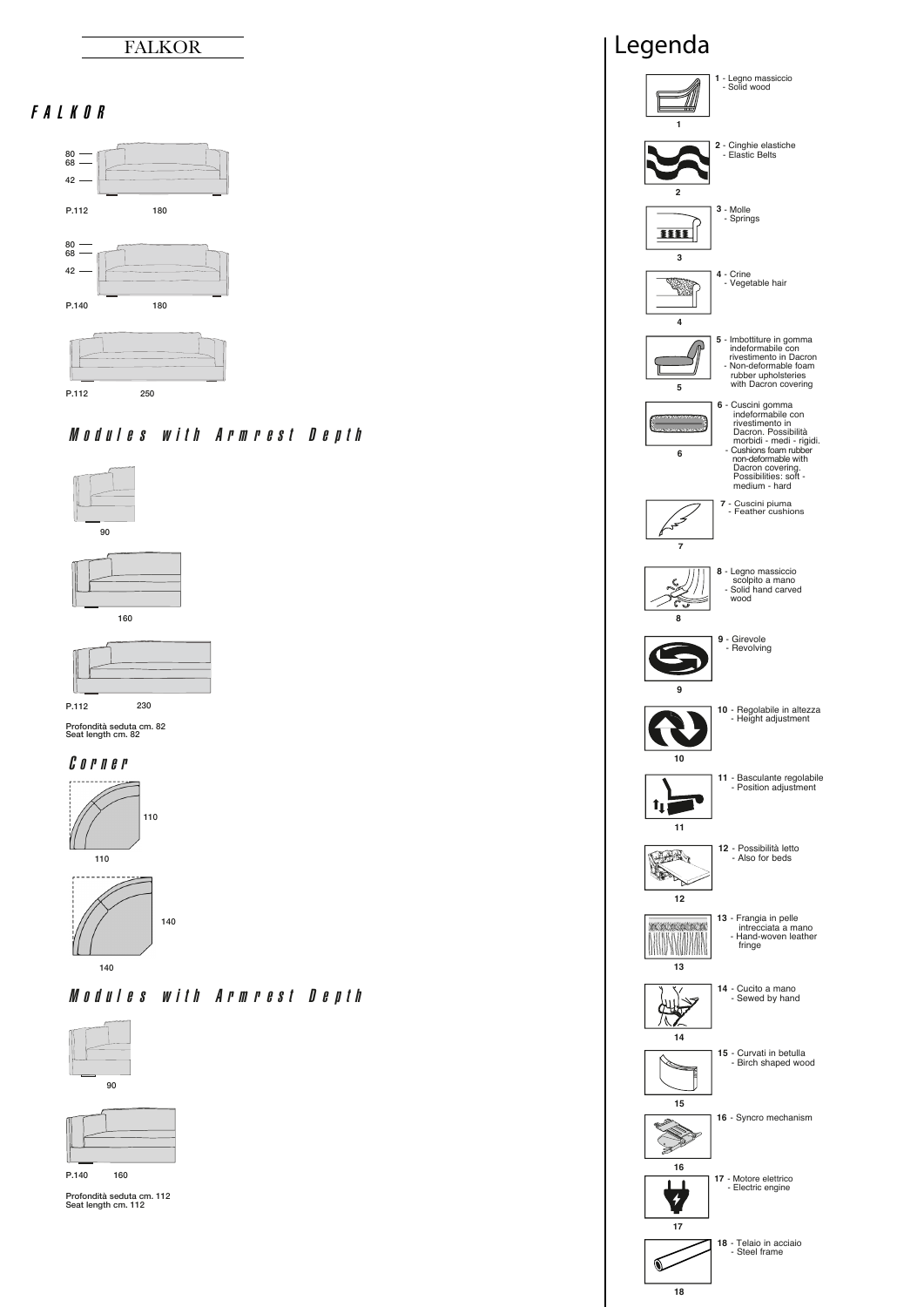# FALKOR

## F A L K O R

80
68
42

P.112 180

80
68
42

P.140 180

P.112 250

## M o d u l e s w i t h A r m r e s t D e p t h

90

160

P.112 230

Profondità seduta cm. 82
Seat length cm. 82

## C o r n e r

110

110

140

140

## M o d u l e s w i t h A r m r e s t D e p t h

90

P.140 160

Profondità seduta cm. 112
Seat length cm. 112

# Legenda

**1** - Legno massiccio
- Solid wood

**2** - Cinghie elastiche
- Elastic Belts

**3** - Molle
- Springs

**4** - Crine
- Vegetable hair

**5** - Imbottiture in gomma indeformabile con rivestimento in Dacron
- Non-deformable foam rubber upholsteries with Dacron covering

**6** - Cuscini gomma indeformabile con rivestimento in Dacron. Possibilità morbidi - medi - rigidi.
- Cushions foam rubber non-deformable with Dacron covering. Possibilities: soft - medium - hard

**7** - Cuscini piuma
- Feather cushions

**8** - Legno massiccio scolpito a mano
- Solid hand carved wood

**9** - Girevole
- Revolving

**10** - Regolabile in altezza
- Height adjustment

**11** - Basculante regolabile
- Position adjustment

**12** - Possibilità letto
- Also for beds

**13** - Frangia in pelle intrecciata a mano
- Hand-woven leather fringe

**14** - Cucito a mano
- Sewed by hand

**15** - Curvati in betulla
- Birch shaped wood

**16** - Syncro mechanism

**17** - Motore elettrico
- Electric engine

**18** - Telaio in acciaio
- Steel frame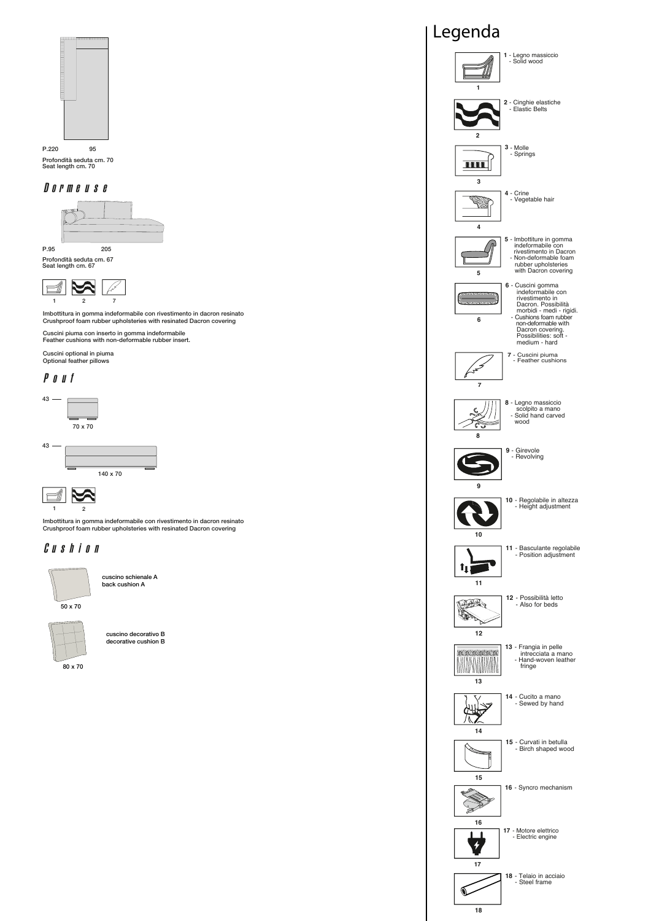P.220 95

Profondità seduta cm. 70
Seat length cm. 70

## Dormeuse

P.95 205

Profondità seduta cm. 67
Seat length cm. 67

1 2 7

Imbottitura in gomma indeformabile con rivestimento in dacron resinato
Crushproof foam rubber upholsteries with resinated Dacron covering

Cuscini piuma con inserto in gomma indeformabile
Feather cushions with non-deformable rubber insert.

Cuscini optional in piuma
Optional feather pillows

## Pouf

43

70 x 70

43

140 x 70

1 2

Imbottitura in gomma indeformabile con rivestimento in dacron resinato
Crushproof foam rubber upholsteries with resinated Dacron covering

## Cushion

cuscino schienale A
back cushion A

50 x 70

cuscino decorativo B
decorative cushion B

80 x 70

# Legenda

1 - Legno massiccio
- Solid wood

2 - Cinghie elastiche
- Elastic Belts

3 - Molle
- Springs

4 - Crine
- Vegetable hair

5 - Imbottiture in gomma indeformabile con rivestimento in Dacron
- Non-deformable foam rubber upholsteries with Dacron covering

6 - Cuscini gomma indeformabile con rivestimento in Dacron. Possibilità morbidi - medi - rigidi.
- Cushions foam rubber non-deformable with Dacron covering. Possibilities: soft - medium - hard

7 - Cuscini piuma
- Feather cushions

8 - Legno massiccio scolpito a mano
- Solid hand carved wood

9 - Girevole
- Revolving

10 - Regolabile in altezza
- Height adjustment

11 - Basculante regolabile
- Position adjustment

12 - Possibilità letto
- Also for beds

13 - Frangia in pelle intrecciata a mano
- Hand-woven leather fringe

14 - Cucito a mano
- Sewed by hand

15 - Curvati in betulla
- Birch shaped wood

16 - Syncro mechanism

17 - Motore elettrico
- Electric engine

18 - Telaio in acciaio
- Steel frame